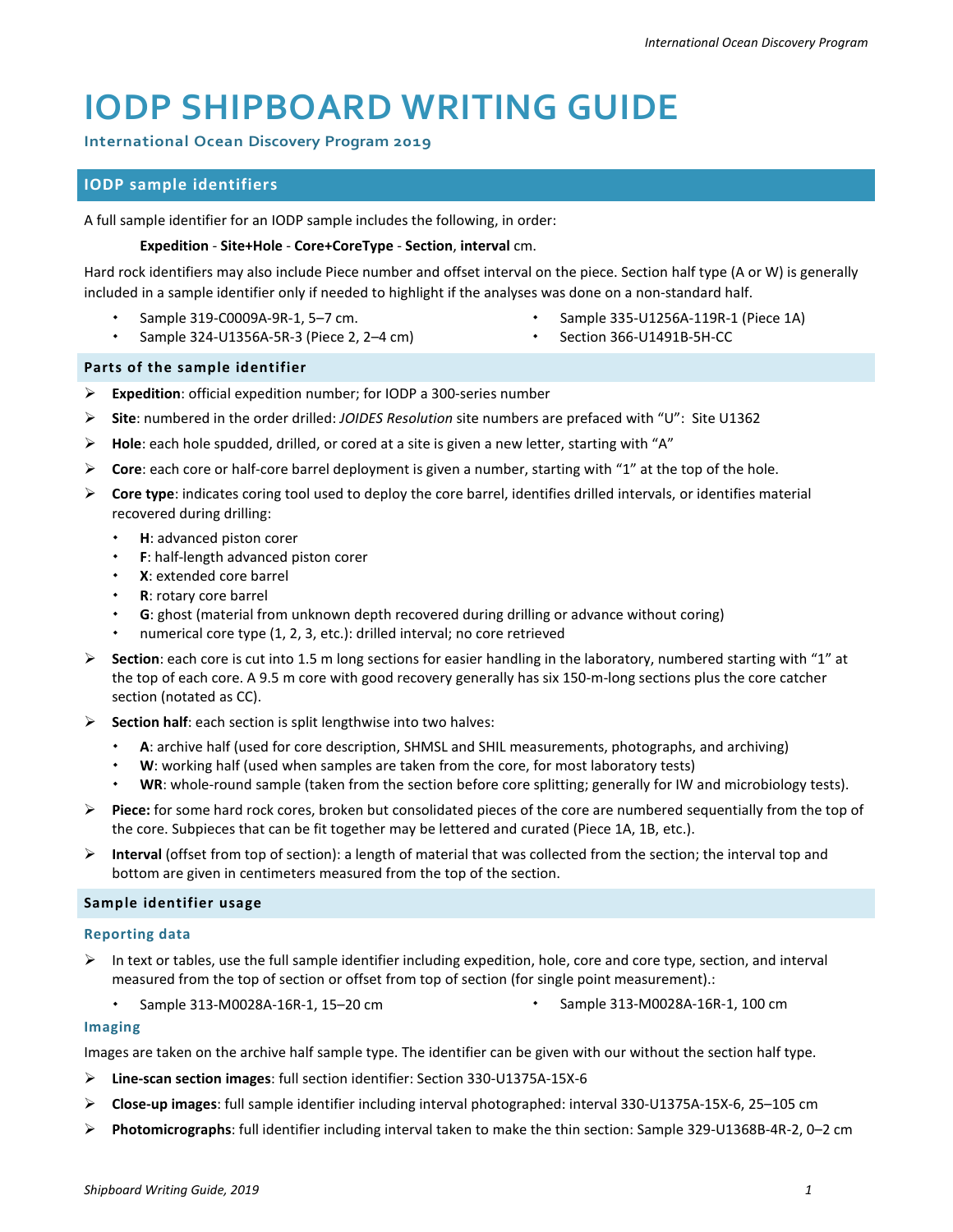# IODP SHIPBOARD WRITING GUIDE

**International Ocean Discovery Program 2019**

## IODP sample identifiers

A full sample identifier for an IODP sample includes the following, in order:

**Expedition** - **Site+Hole** - **Core+CoreType** - **Section**, **interval** cm.

Hard rock identifiers may also include Piece number and offset interval on the piece. Section half type (A or W) is generally included in a sample identifier only if needed to highlight if the analyses was done on a non-standard half.

- Sample 319-C0009A-9R-1, 5–7 cm.
- Sample 324-U1356A-5R-3 (Piece 2, 2–4 cm)
- Sample 335-U1256A-119R-1 (Piece 1A)
- Section 366-U1491B-5H-CC

### Parts of the sample identifier

- **Expedition**: official expedition number; for IODP a 300-series number
- **Site**: numbered in the order drilled: *JOIDES Resolution* site numbers are prefaced with "U": Site U1362
- **Hole**: each hole spudded, drilled, or cored at a site is given a new letter, starting with "A"
- **Core**: each core or half-core barrel deployment is given a number, starting with "1" at the top of the hole.
- **Core type**: indicates coring tool used to deploy the core barrel, identifies drilled intervals, or identifies material recovered during drilling:
  - **H**: advanced piston corer
  - **F**: half-length advanced piston corer
  - **X**: extended core barrel
  - **R**: rotary core barrel
  - **G**: ghost (material from unknown depth recovered during drilling or advance without coring)
  - numerical core type (1, 2, 3, etc.): drilled interval; no core retrieved
- **Section**: each core is cut into 1.5 m long sections for easier handling in the laboratory, numbered starting with "1" at the top of each core. A 9.5 m core with good recovery generally has six 150-m-long sections plus the core catcher section (notated as CC).
- **Section half**: each section is split lengthwise into two halves:
  - **A**: archive half (used for core description, SHMSL and SHIL measurements, photographs, and archiving)
  - **W**: working half (used when samples are taken from the core, for most laboratory tests)
  - **WR**: whole-round sample (taken from the section before core splitting; generally for IW and microbiology tests).
- **Piece:** for some hard rock cores, broken but consolidated pieces of the core are numbered sequentially from the top of the core. Subpieces that can be fit together may be lettered and curated (Piece 1A, 1B, etc.).
- **Interval** (offset from top of section): a length of material that was collected from the section; the interval top and bottom are given in centimeters measured from the top of the section.

### Sample identifier usage

#### Reporting data

- In text or tables, use the full sample identifier including expedition, hole, core and core type, section, and interval measured from the top of section or offset from top of section (for single point measurement).:
  - Sample 313-M0028A-16R-1, 15–20 cm
  - Sample 313-M0028A-16R-1, 100 cm

#### Imaging

Images are taken on the archive half sample type. The identifier can be given with our without the section half type.

- **Line-scan section images**: full section identifier: Section 330-U1375A-15X-6
- **Close-up images**: full sample identifier including interval photographed: interval 330-U1375A-15X-6, 25–105 cm
- **Photomicrographs**: full identifier including interval taken to make the thin section: Sample 329-U1368B-4R-2, 0–2 cm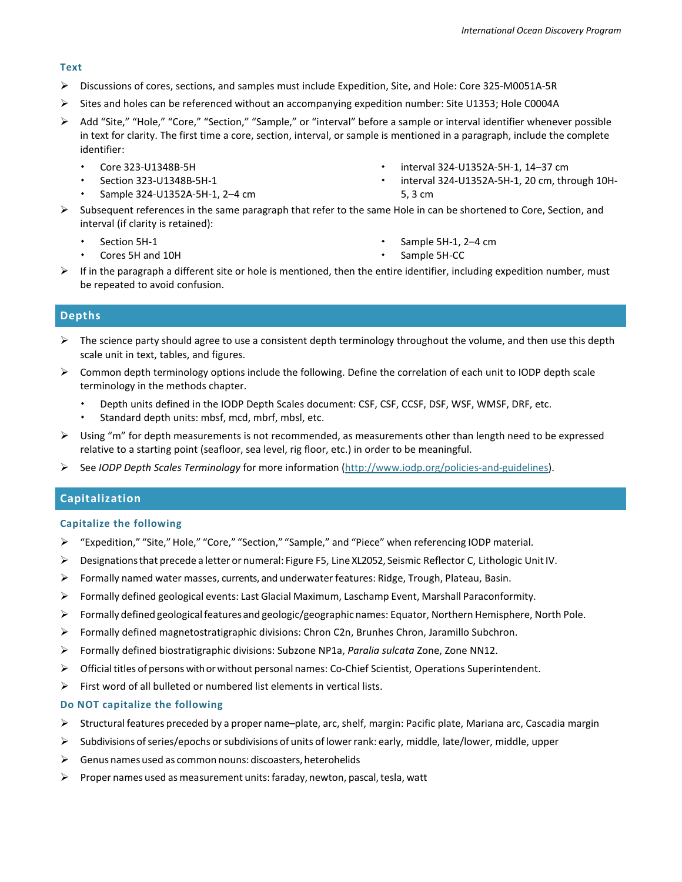### Text

- Discussions of cores, sections, and samples must include Expedition, Site, and Hole: Core 325-M0051A-5R
- Sites and holes can be referenced without an accompanying expedition number: Site U1353; Hole C0004A
- Add "Site," "Hole," "Core," "Section," "Sample," or "interval" before a sample or interval identifier whenever possible in text for clarity. The first time a core, section, interval, or sample is mentioned in a paragraph, include the complete identifier:
  - Core 323-U1348B-5H
  - Section 323-U1348B-5H-1
  - Sample 324-U1352A-5H-1, 2–4 cm
  - interval 324-U1352A-5H-1, 14–37 cm
  - interval 324-U1352A-5H-1, 20 cm, through 10H-5, 3 cm
- Subsequent references in the same paragraph that refer to the same Hole in can be shortened to Core, Section, and interval (if clarity is retained):
  - Section 5H-1
  - Cores 5H and 10H
  - Sample 5H-1, 2–4 cm
  - Sample 5H-CC
- If in the paragraph a different site or hole is mentioned, then the entire identifier, including expedition number, must be repeated to avoid confusion.

## Depths

- The science party should agree to use a consistent depth terminology throughout the volume, and then use this depth scale unit in text, tables, and figures.
- Common depth terminology options include the following. Define the correlation of each unit to IODP depth scale terminology in the methods chapter.
  - Depth units defined in the IODP Depth Scales document: CSF, CSF, CCSF, DSF, WSF, WMSF, DRF, etc.
  - Standard depth units: mbsf, mcd, mbrf, mbsl, etc.
- Using "m" for depth measurements is not recommended, as measurements other than length need to be expressed relative to a starting point (seafloor, sea level, rig floor, etc.) in order to be meaningful.
- See *IODP Depth Scales Terminology* for more information (http://www.iodp.org/policies-and-guidelines).

## Capitalization

### Capitalize the following

- "Expedition," "Site," Hole," "Core," "Section," "Sample," and "Piece" when referencing IODP material.
- Designations that precede a letter or numeral: Figure F5, Line XL2052, Seismic Reflector C, Lithologic Unit IV.
- Formally named water masses, currents, and underwater features: Ridge, Trough, Plateau, Basin.
- Formally defined geological events: Last Glacial Maximum, Laschamp Event, Marshall Paraconformity.
- Formally defined geological features and geologic/geographic names: Equator, Northern Hemisphere, North Pole.
- Formally defined magnetostratigraphic divisions: Chron C2n, Brunhes Chron, Jaramillo Subchron.
- Formally defined biostratigraphic divisions: Subzone NP1a, *Paralia sulcata* Zone, Zone NN12.
- Official titles of persons with or without personal names: Co-Chief Scientist, Operations Superintendent.
- First word of all bulleted or numbered list elements in vertical lists.

### Do NOT capitalize the following

- Structural features preceded by a proper name–plate, arc, shelf, margin: Pacific plate, Mariana arc, Cascadia margin
- Subdivisions of series/epochs or subdivisions of units of lower rank: early, middle, late/lower, middle, upper
- Genus names used as common nouns: discoasters, heterohelids
- Proper names used as measurement units: faraday, newton, pascal, tesla, watt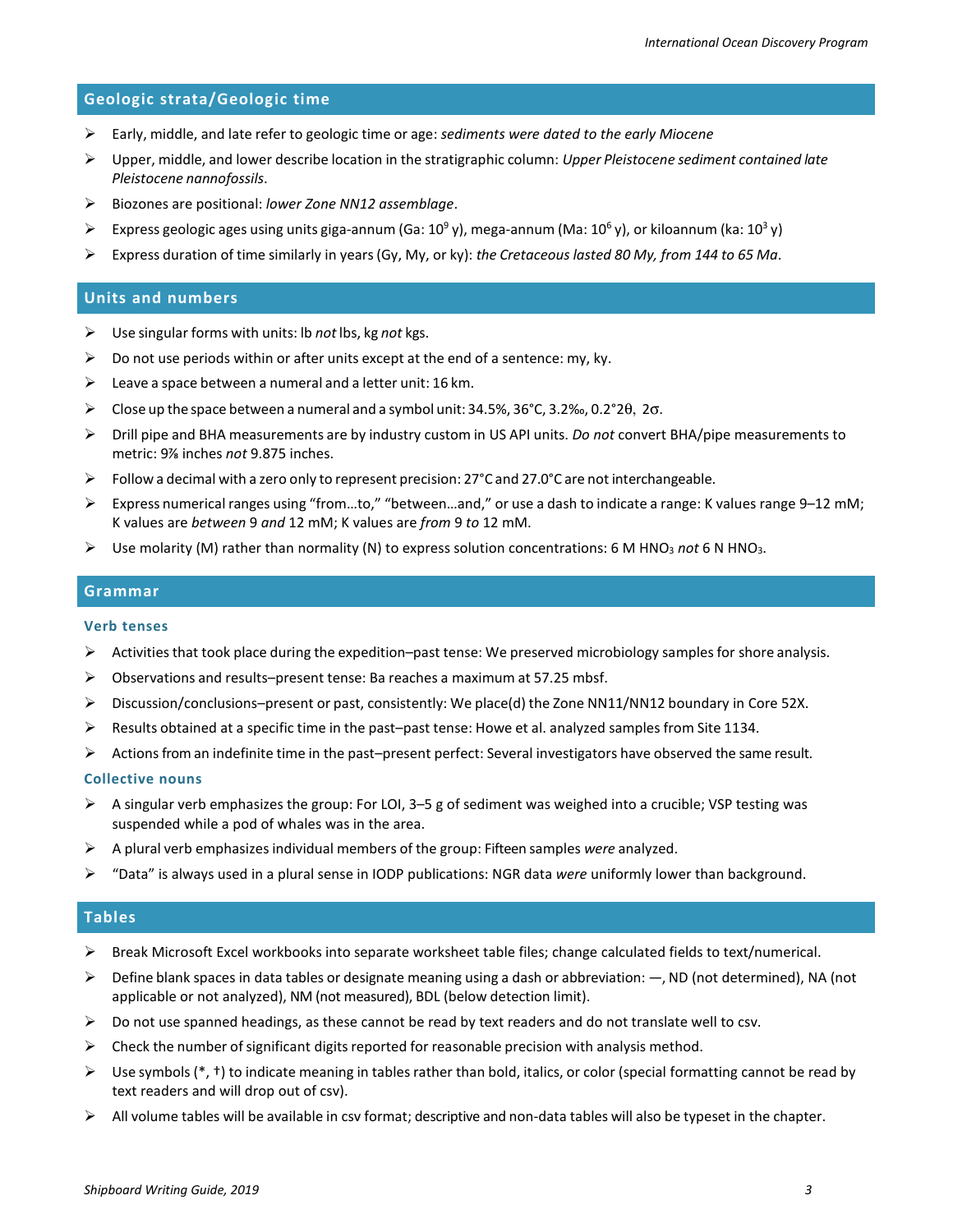## Geologic strata/Geologic time

- Early, middle, and late refer to geologic time or age: *sediments were dated to the early Miocene*
- Upper, middle, and lower describe location in the stratigraphic column: *Upper Pleistocene sediment contained late Pleistocene nannofossils*.
- Biozones are positional: *lower Zone NN12 assemblage*.
- Express geologic ages using units giga-annum (Ga: $10^9$ y), mega-annum (Ma: $10^6$ y), or kiloannum (ka: $10^3$ y)
- Express duration of time similarly in years (Gy, My, or ky): *the Cretaceous lasted 80 My, from 144 to 65 Ma*.

## Units and numbers

- Use singular forms with units: lb *not* lbs, kg *not* kgs.
- Do not use periods within or after units except at the end of a sentence: my, ky.
- Leave a space between a numeral and a letter unit: 16 km.
- Close up the space between a numeral and a symbol unit: 34.5%, 36°C, 3.2‰, 0.2°2θ, 2σ.
- Drill pipe and BHA measurements are by industry custom in US API units. *Do not* convert BHA/pipe measurements to metric: 9⅞ inches *not* 9.875 inches.
- Follow a decimal with a zero only to represent precision: 27°C and 27.0°C are not interchangeable.
- Express numerical ranges using "from…to," "between…and," or use a dash to indicate a range: K values range 9–12 mM; K values are *between* 9 *and* 12 mM; K values are *from* 9 *to* 12 mM.
- Use molarity (M) rather than normality (N) to express solution concentrations: 6 M $HNO_3$ *not* 6 N $HNO_3$.

## Grammar

### Verb tenses

- Activities that took place during the expedition–past tense: We preserved microbiology samples for shore analysis.
- Observations and results–present tense: Ba reaches a maximum at 57.25 mbsf.
- Discussion/conclusions–present or past, consistently: We place(d) the Zone NN11/NN12 boundary in Core 52X.
- Results obtained at a specific time in the past–past tense: Howe et al. analyzed samples from Site 1134.
- Actions from an indefinite time in the past–present perfect: Several investigators have observed the same result.

### Collective nouns

- A singular verb emphasizes the group: For LOI, 3–5 g of sediment was weighed into a crucible; VSP testing was suspended while a pod of whales was in the area.
- A plural verb emphasizes individual members of the group: Fifteen samples *were* analyzed.
- "Data" is always used in a plural sense in IODP publications: NGR data *were* uniformly lower than background.

## Tables

- Break Microsoft Excel workbooks into separate worksheet table files; change calculated fields to text/numerical.
- Define blank spaces in data tables or designate meaning using a dash or abbreviation: —, ND (not determined), NA (not applicable or not analyzed), NM (not measured), BDL (below detection limit).
- Do not use spanned headings, as these cannot be read by text readers and do not translate well to csv.
- Check the number of significant digits reported for reasonable precision with analysis method.
- Use symbols (*, †) to indicate meaning in tables rather than bold, italics, or color (special formatting cannot be read by text readers and will drop out of csv).
- All volume tables will be available in csv format; descriptive and non-data tables will also be typeset in the chapter.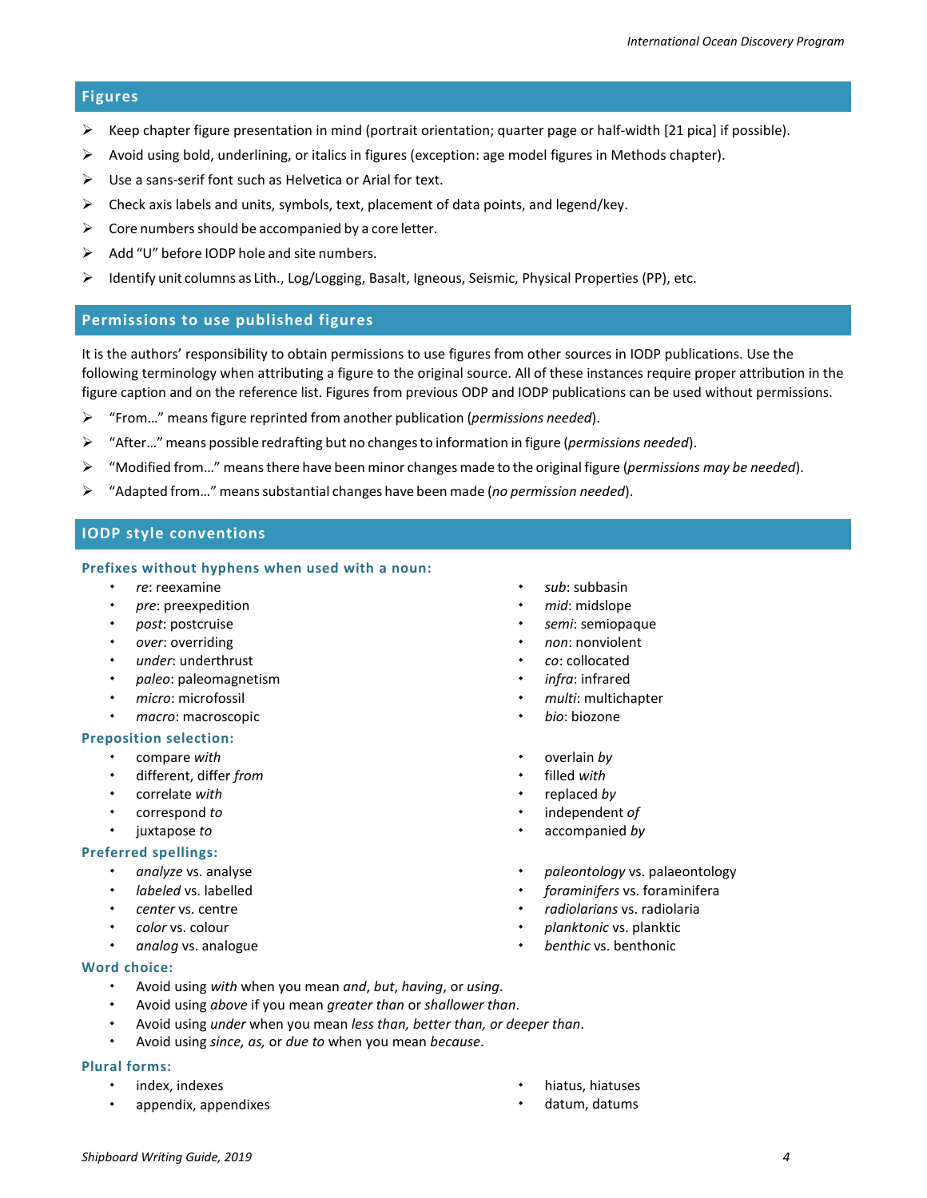## Figures

- Keep chapter figure presentation in mind (portrait orientation; quarter page or half-width [21 pica] if possible).
- Avoid using bold, underlining, or italics in figures (exception: age model figures in Methods chapter).
- Use a sans-serif font such as Helvetica or Arial for text.
- Check axis labels and units, symbols, text, placement of data points, and legend/key.
- Core numbers should be accompanied by a core letter.
- Add "U" before IODP hole and site numbers.
- Identify unit columns as Lith., Log/Logging, Basalt, Igneous, Seismic, Physical Properties (PP), etc.

## Permissions to use published figures

It is the authors' responsibility to obtain permissions to use figures from other sources in IODP publications. Use the following terminology when attributing a figure to the original source. All of these instances require proper attribution in the figure caption and on the reference list. Figures from previous ODP and IODP publications can be used without permissions.

- "From…" means figure reprinted from another publication (*permissions needed*).
- "After…" means possible redrafting but no changes to information in figure (*permissions needed*).
- "Modified from…" means there have been minor changes made to the original figure (*permissions may be needed*).
- "Adapted from…" means substantial changes have been made (*no permission needed*).

## IODP style conventions

### Prefixes without hyphens when used with a noun:

- *re*: reexamine
- *pre*: preexpedition
- *post*: postcruise
- *over*: overriding
- *under*: underthrust
- *paleo*: paleomagnetism
- *micro*: microfossil
- *macro*: macroscopic
- *sub*: subbasin
- *mid*: midslope
- *semi*: semiopaque
- *non*: nonviolent
- *co*: collocated
- *infra*: infrared
- *multi*: multichapter
- *bio*: biozone

### Preposition selection:

- compare *with*
- different, differ *from*
- correlate *with*
- correspond *to*
- juxtapose *to*
- overlain *by*
- filled *with*
- replaced *by*
- independent *of*
- accompanied *by*

### Preferred spellings:

- *analyze* vs. analyse
- *labeled* vs. labelled
- *center* vs. centre
- *color* vs. colour
- *analog* vs. analogue
- *paleontology* vs. palaeontology
- *foraminifers* vs. foraminifera
- *radiolarians* vs. radiolaria
- *planktonic* vs. planktic
- *benthic* vs. benthonic

### Word choice:

- Avoid using *with* when you mean *and*, *but*, *having*, or *using*.
- Avoid using *above* if you mean *greater than* or *shallower than*.
- Avoid using *under* when you mean *less than, better than, or deeper than*.
- Avoid using *since, as,* or *due to* when you mean *because*.

### Plural forms:

- index, indexes
- appendix, appendixes
- hiatus, hiatuses
- datum, datums